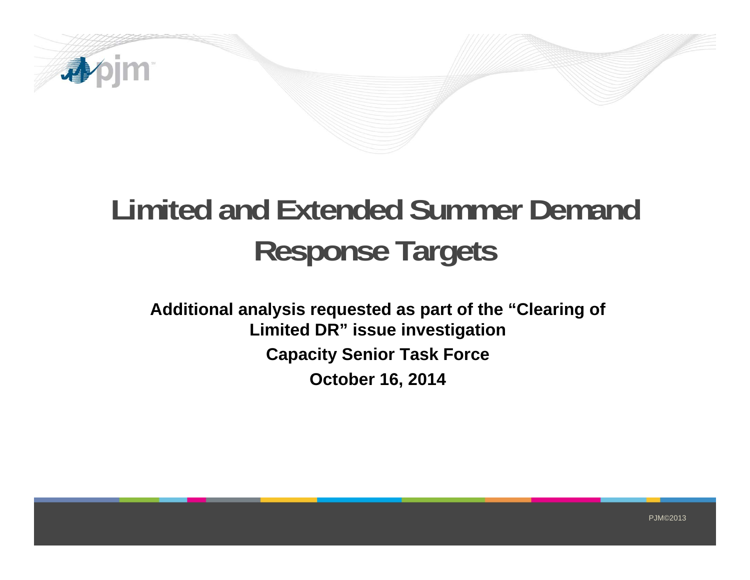# Limited and Extended Summer Demand Response Targets

**Additional analysis requested as part of the "Clearing of Limited DR" issue investigation**

**Capacity Senior Task Force**

**October 16, 2014**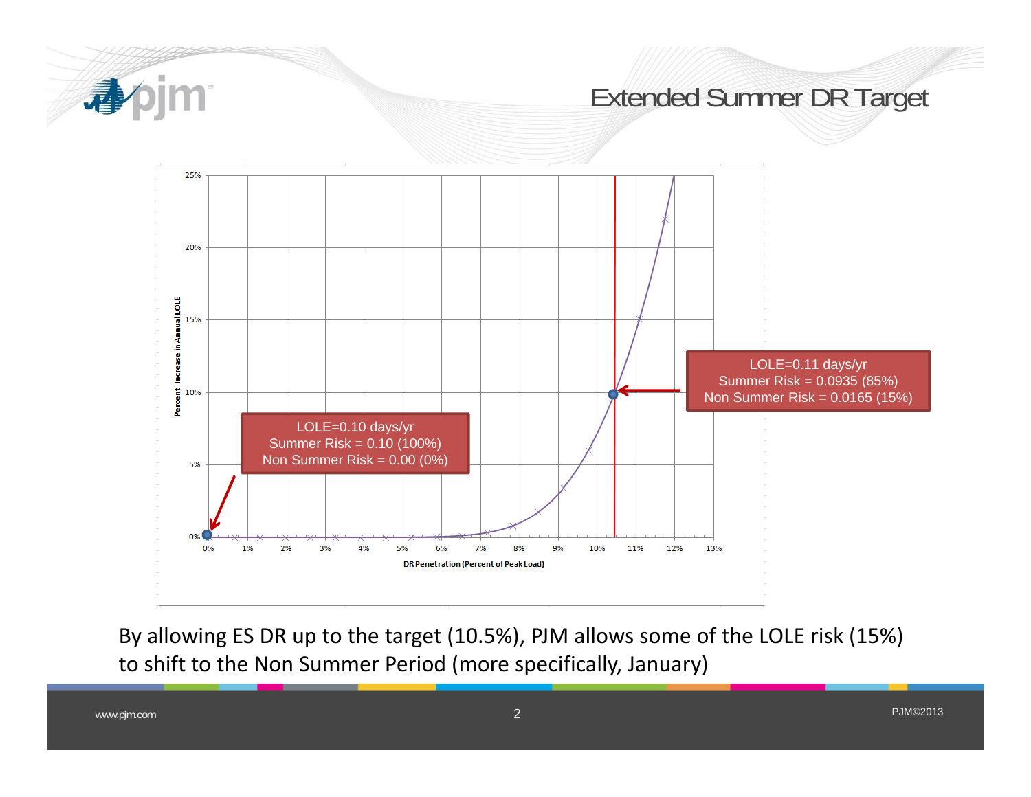# Extended Summer DR Target

LOLE=0.10 days/yr
Summer Risk = 0.10 (100%)
Non Summer Risk = 0.00 (0%)

LOLE=0.11 days/yr
Summer Risk = 0.0935 (85%)
Non Summer Risk = 0.0165 (15%)

Percent Increase in Annual LOLE

DR Penetration (Percent of Peak Load)

By allowing ES DR up to the target (10.5%), PJM allows some of the LOLE risk (15%) to shift to the Non Summer Period (more specifically, January)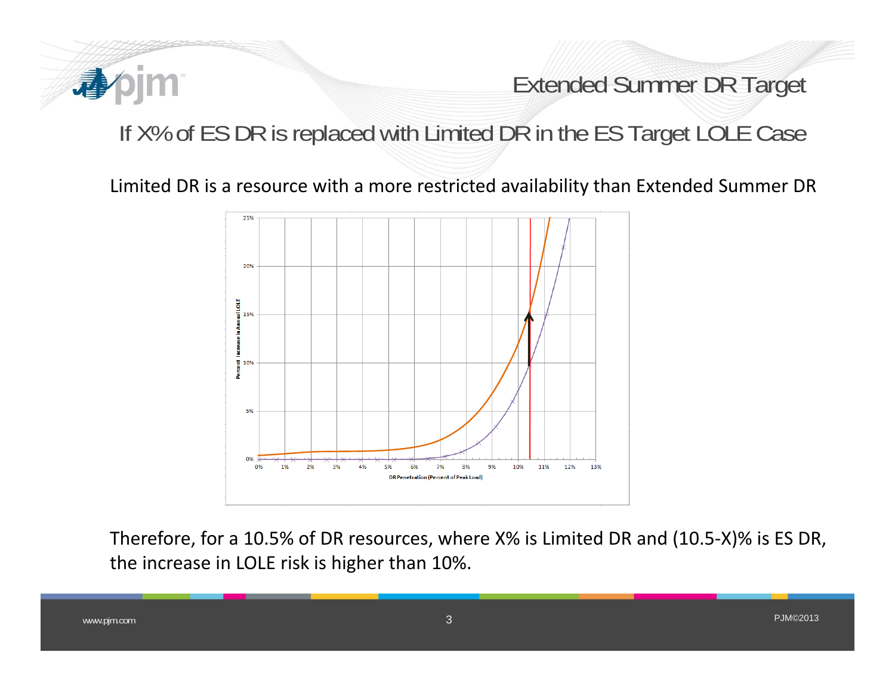# Extended Summer DR Target

## If X% of ES DR is replaced with Limited DR in the ES Target LOLE Case

Limited DR is a resource with a more restricted availability than Extended Summer DR

Therefore, for a 10.5% of DR resources, where X% is Limited DR and (10.5-X)% is ES DR, the increase in LOLE risk is higher than 10%.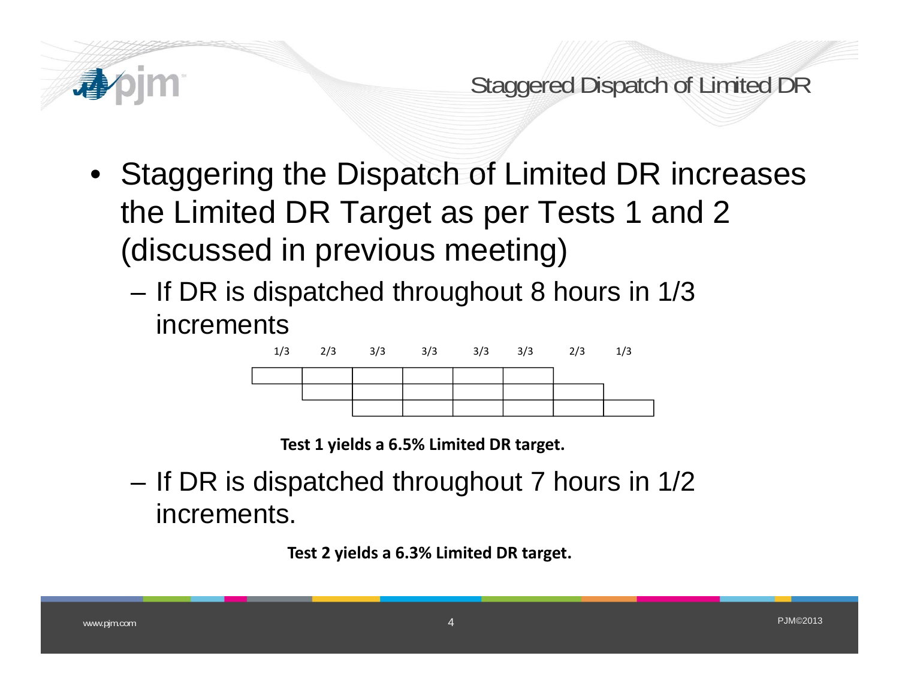## Staggered Dispatch of Limited DR

- Staggering the Dispatch of Limited DR increases the Limited DR Target as per Tests 1 and 2 (discussed in previous meeting)
  - If DR is dispatched throughout 8 hours in 1/3 increments

| 1/3 | 2/3 | 3/3 | 3/3 | 3/3 | 3/3 | 2/3 | 1/3 |
|---|---|---|---|---|---|---|---|
| ■ | ■ | ■ | ■ | ■ | ■ | | |
| | ■ | ■ | ■ | ■ | ■ | ■ | |
| | | ■ | ■ | ■ | ■ | ■ | ■ |

**Test 1 yields a 6.5% Limited DR target.**

  - If DR is dispatched throughout 7 hours in 1/2 increments.

**Test 2 yields a 6.3% Limited DR target.**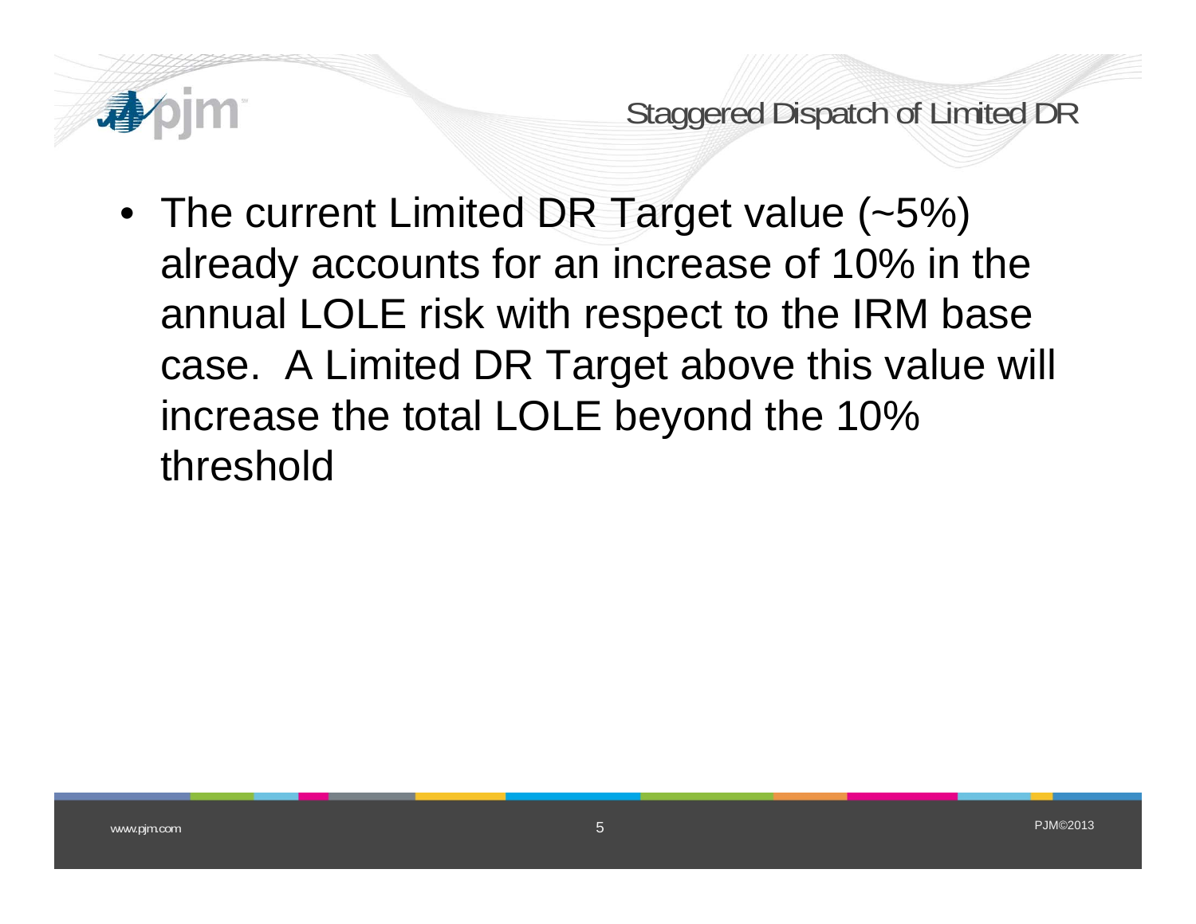## Staggered Dispatch of Limited DR

- The current Limited DR Target value (~5%) already accounts for an increase of 10% in the annual LOLE risk with respect to the IRM base case. A Limited DR Target above this value will increase the total LOLE beyond the 10% threshold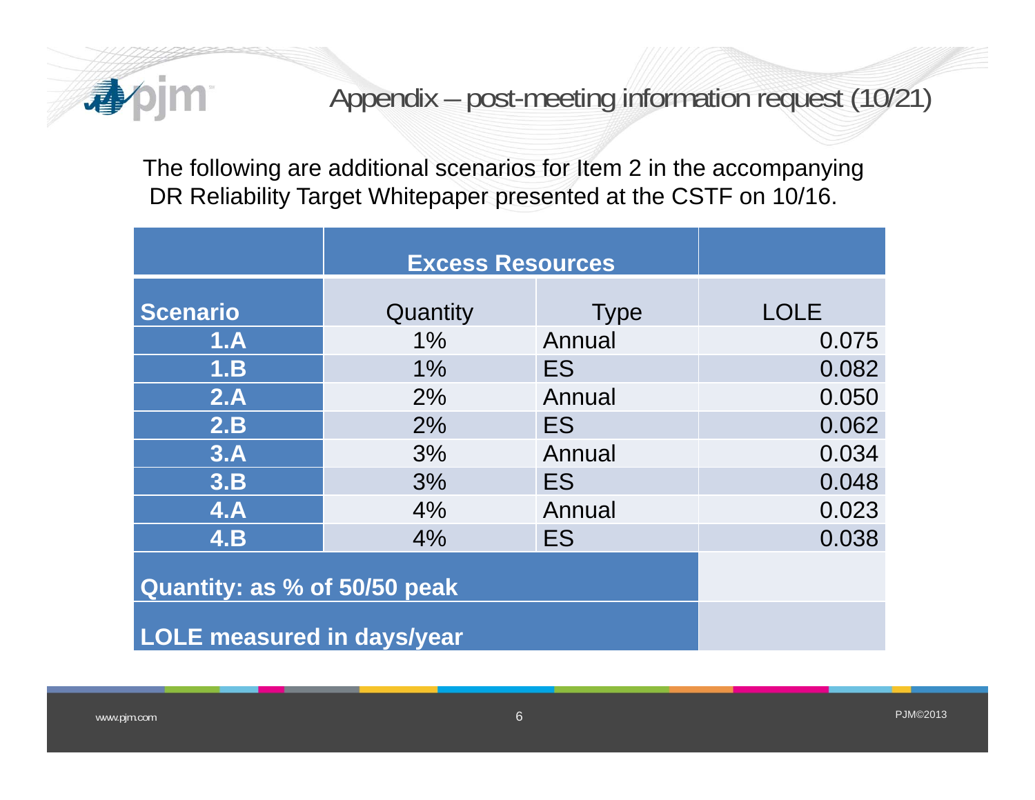# Appendix – post-meeting information request (10/21)

The following are additional scenarios for Item 2 in the accompanying DR Reliability Target Whitepaper presented at the CSTF on 10/16.

| | Excess Resources | | |
|---|---|---|---|
| **Scenario** | Quantity | Type | LOLE |
| **1.A** | 1% | Annual | 0.075 |
| **1.B** | 1% | ES | 0.082 |
| **2.A** | 2% | Annual | 0.050 |
| **2.B** | 2% | ES | 0.062 |
| **3.A** | 3% | Annual | 0.034 |
| **3.B** | 3% | ES | 0.048 |
| **4.A** | 4% | Annual | 0.023 |
| **4.B** | 4% | ES | 0.038 |
| **Quantity: as % of 50/50 peak** | | | |
| **LOLE measured in days/year** | | | |